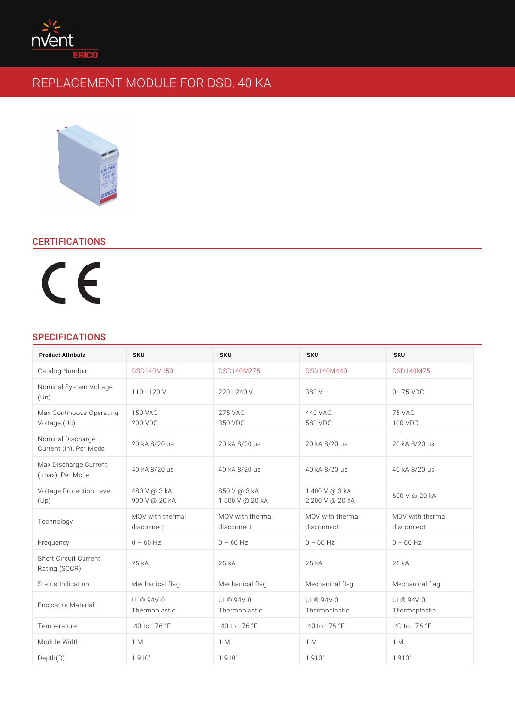# REPLACEMENT MODULE FOR DSD, 40 KA

## CERTIFICATIONS

CE

## SPECIFICATIONS

| Product Attribute | SKU | SKU | SKU | SKU |
|---|---|---|---|---|
| Catalog Number | DSD140M150 | DSD140M275 | DSD140M440 | DSD140M75 |
| Nominal System Voltage (Un) | 110 - 120 V | 220 - 240 V | 380 V | 0 - 75 VDC |
| Max Continuous Operating Voltage (Uc) | 150 VAC<br>200 VDC | 275 VAC<br>350 VDC | 440 VAC<br>580 VDC | 75 VAC<br>100 VDC |
| Nominal Discharge Current (In), Per Mode | 20 kA 8/20 µs | 20 kA 8/20 µs | 20 kA 8/20 µs | 20 kA 8/20 µs |
| Max Discharge Current (Imax), Per Mode | 40 kA 8/20 µs | 40 kA 8/20 µs | 40 kA 8/20 µs | 40 kA 8/20 µs |
| Voltage Protection Level (Up) | 480 V @ 3 kA<br>900 V @ 20 kA | 850 V @ 3 kA<br>1,500 V @ 20 kA | 1,400 V @ 3 kA<br>2,200 V @ 20 kA | 600 V @ 20 kA |
| Technology | MOV with thermal disconnect | MOV with thermal disconnect | MOV with thermal disconnect | MOV with thermal disconnect |
| Frequency | 0 – 60 Hz | 0 – 60 Hz | 0 – 60 Hz | 0 – 60 Hz |
| Short Circuit Current Rating (SCCR) | 25 kA | 25 kA | 25 kA | 25 kA |
| Status Indication | Mechanical flag | Mechanical flag | Mechanical flag | Mechanical flag |
| Enclosure Material | UL® 94V-0 Thermoplastic | UL® 94V-0 Thermoplastic | UL® 94V-0 Thermoplastic | UL® 94V-0 Thermoplastic |
| Temperature | -40 to 176 °F | -40 to 176 °F | -40 to 176 °F | -40 to 176 °F |
| Module Width | 1 M | 1 M | 1 M | 1 M |
| Depth(D) | 1.910" | 1.910" | 1.910" | 1.910" |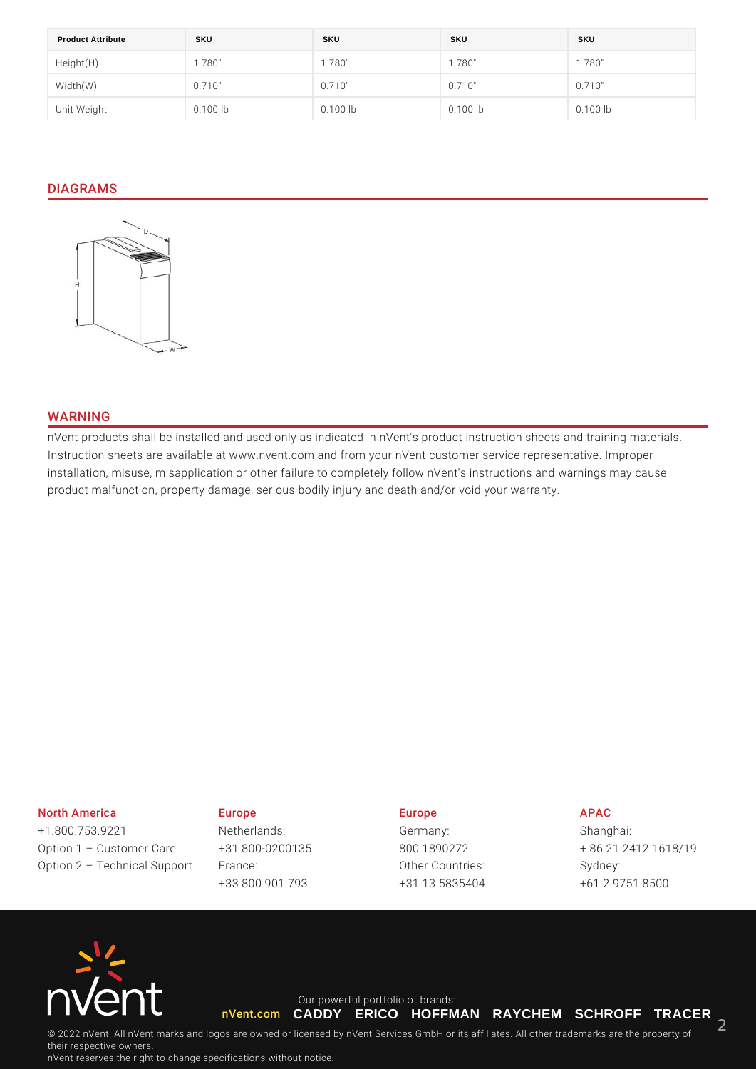| Product Attribute | SKU | SKU | SKU | SKU |
|---|---|---|---|---|
| Height(H) | 1.780" | 1.780" | 1.780" | 1.780" |
| Width(W) | 0.710" | 0.710" | 0.710" | 0.710" |
| Unit Weight | 0.100 lb | 0.100 lb | 0.100 lb | 0.100 lb |

## DIAGRAMS

D

H

W

## WARNING

nVent products shall be installed and used only as indicated in nVent's product instruction sheets and training materials. Instruction sheets are available at www.nvent.com and from your nVent customer service representative. Improper installation, misuse, misapplication or other failure to completely follow nVent's instructions and warnings may cause product malfunction, property damage, serious bodily injury and death and/or void your warranty.

**North America**
+1.800.753.9221
Option 1 – Customer Care
Option 2 – Technical Support

**Europe**
Netherlands:
+31 800-0200135
France:
+33 800 901 793

**Europe**
Germany:
800 1890272
Other Countries:
+31 13 5835404

**APAC**
Shanghai:
+ 86 21 2412 1618/19
Sydney:
+61 2 9751 8500

nVent

Our powerful portfolio of brands:
nVent.com **CADDY ERICO HOFFMAN RAYCHEM SCHROFF TRACER**

© 2022 nVent. All nVent marks and logos are owned or licensed by nVent Services GmbH or its affiliates. All other trademarks are the property of their respective owners.
nVent reserves the right to change specifications without notice.